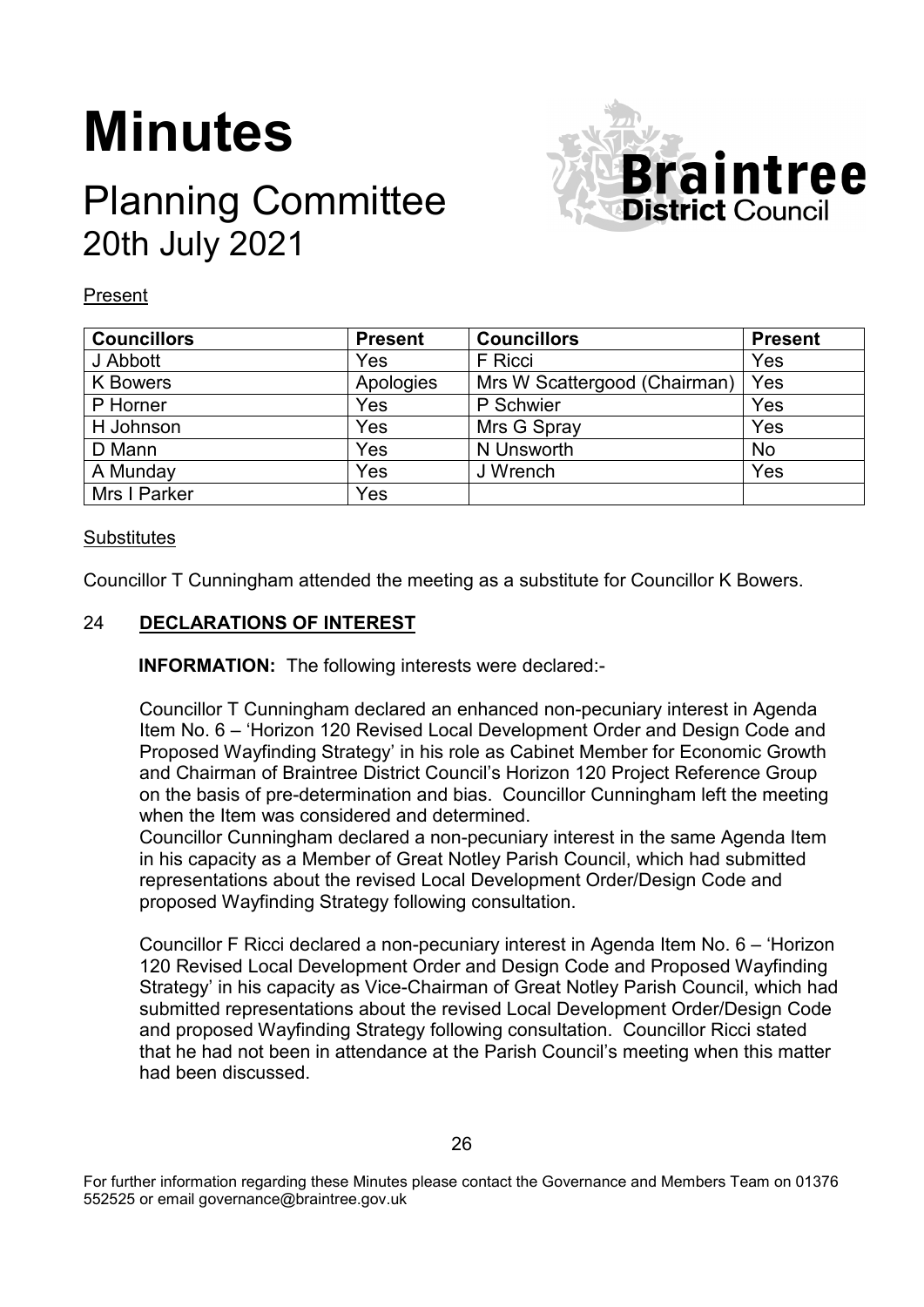# Minutes

## Planning Committee
## 20th July 2021

Present

| Councillors | Present | Councillors | Present |
|---|---|---|---|
| J Abbott | Yes | F Ricci | Yes |
| K Bowers | Apologies | Mrs W Scattergood (Chairman) | Yes |
| P Horner | Yes | P Schwier | Yes |
| H Johnson | Yes | Mrs G Spray | Yes |
| D Mann | Yes | N Unsworth | No |
| A Munday | Yes | J Wrench | Yes |
| Mrs I Parker | Yes | | |

Substitutes

Councillor T Cunningham attended the meeting as a substitute for Councillor K Bowers.

### 24 DECLARATIONS OF INTEREST

**INFORMATION:** The following interests were declared:-

Councillor T Cunningham declared an enhanced non-pecuniary interest in Agenda Item No. 6 – 'Horizon 120 Revised Local Development Order and Design Code and Proposed Wayfinding Strategy' in his role as Cabinet Member for Economic Growth and Chairman of Braintree District Council's Horizon 120 Project Reference Group on the basis of pre-determination and bias. Councillor Cunningham left the meeting when the Item was considered and determined.
Councillor Cunningham declared a non-pecuniary interest in the same Agenda Item in his capacity as a Member of Great Notley Parish Council, which had submitted representations about the revised Local Development Order/Design Code and proposed Wayfinding Strategy following consultation.

Councillor F Ricci declared a non-pecuniary interest in Agenda Item No. 6 – 'Horizon 120 Revised Local Development Order and Design Code and Proposed Wayfinding Strategy' in his capacity as Vice-Chairman of Great Notley Parish Council, which had submitted representations about the revised Local Development Order/Design Code and proposed Wayfinding Strategy following consultation. Councillor Ricci stated that he had not been in attendance at the Parish Council's meeting when this matter had been discussed.

For further information regarding these Minutes please contact the Governance and Members Team on 01376 552525 or email governance@braintree.gov.uk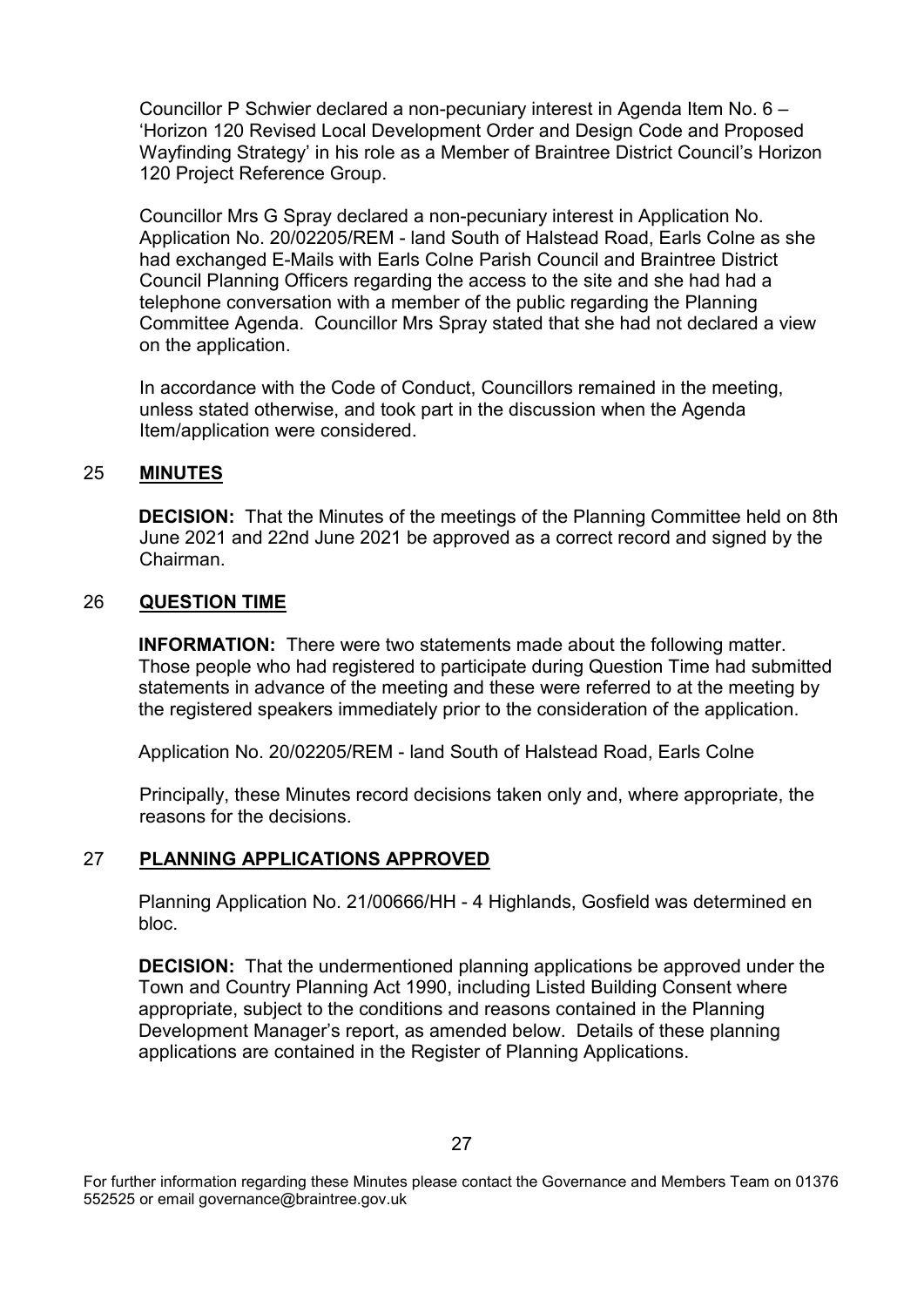Councillor P Schwier declared a non-pecuniary interest in Agenda Item No. 6 – 'Horizon 120 Revised Local Development Order and Design Code and Proposed Wayfinding Strategy' in his role as a Member of Braintree District Council's Horizon 120 Project Reference Group.

Councillor Mrs G Spray declared a non-pecuniary interest in Application No. Application No. 20/02205/REM - land South of Halstead Road, Earls Colne as she had exchanged E-Mails with Earls Colne Parish Council and Braintree District Council Planning Officers regarding the access to the site and she had had a telephone conversation with a member of the public regarding the Planning Committee Agenda. Councillor Mrs Spray stated that she had not declared a view on the application.

In accordance with the Code of Conduct, Councillors remained in the meeting, unless stated otherwise, and took part in the discussion when the Agenda Item/application were considered.

## 25 MINUTES

**DECISION:** That the Minutes of the meetings of the Planning Committee held on 8th June 2021 and 22nd June 2021 be approved as a correct record and signed by the Chairman.

## 26 QUESTION TIME

**INFORMATION:** There were two statements made about the following matter. Those people who had registered to participate during Question Time had submitted statements in advance of the meeting and these were referred to at the meeting by the registered speakers immediately prior to the consideration of the application.

Application No. 20/02205/REM - land South of Halstead Road, Earls Colne

Principally, these Minutes record decisions taken only and, where appropriate, the reasons for the decisions.

## 27 PLANNING APPLICATIONS APPROVED

Planning Application No. 21/00666/HH - 4 Highlands, Gosfield was determined en bloc.

**DECISION:** That the undermentioned planning applications be approved under the Town and Country Planning Act 1990, including Listed Building Consent where appropriate, subject to the conditions and reasons contained in the Planning Development Manager's report, as amended below. Details of these planning applications are contained in the Register of Planning Applications.

For further information regarding these Minutes please contact the Governance and Members Team on 01376 552525 or email governance@braintree.gov.uk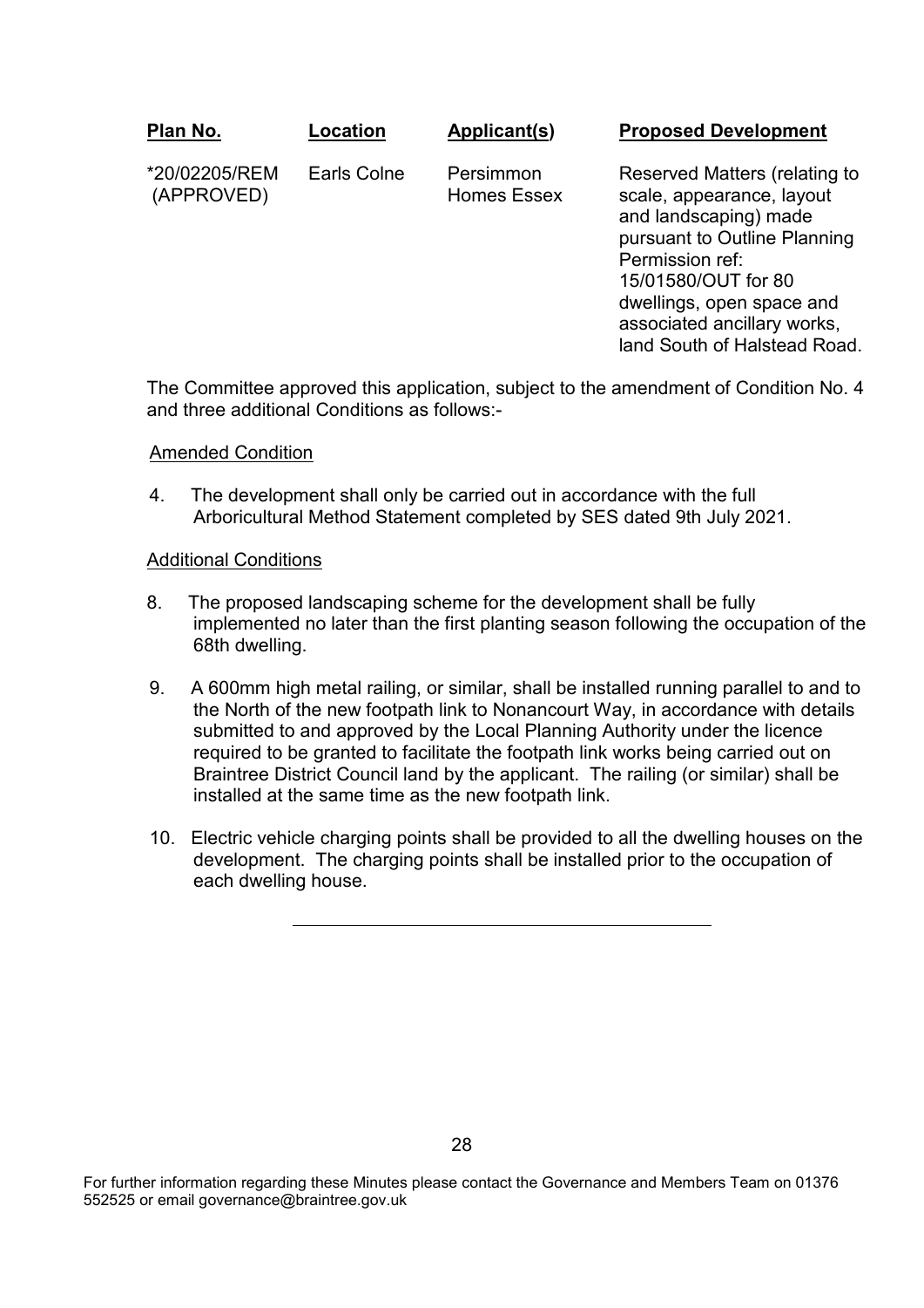| Plan No. | Location | Applicant(s) | Proposed Development |
| --- | --- | --- | --- |
| *20/02205/REM (APPROVED) | Earls Colne | Persimmon Homes Essex | Reserved Matters (relating to scale, appearance, layout and landscaping) made pursuant to Outline Planning Permission ref: 15/01580/OUT for 80 dwellings, open space and associated ancillary works, land South of Halstead Road. |

The Committee approved this application, subject to the amendment of Condition No. 4 and three additional Conditions as follows:-

Amended Condition

4. The development shall only be carried out in accordance with the full Arboricultural Method Statement completed by SES dated 9th July 2021.

Additional Conditions

8. The proposed landscaping scheme for the development shall be fully implemented no later than the first planting season following the occupation of the 68th dwelling.

9. A 600mm high metal railing, or similar, shall be installed running parallel to and to the North of the new footpath link to Nonancourt Way, in accordance with details submitted to and approved by the Local Planning Authority under the licence required to be granted to facilitate the footpath link works being carried out on Braintree District Council land by the applicant. The railing (or similar) shall be installed at the same time as the new footpath link.

10. Electric vehicle charging points shall be provided to all the dwelling houses on the development. The charging points shall be installed prior to the occupation of each dwelling house.

---

For further information regarding these Minutes please contact the Governance and Members Team on 01376 552525 or email governance@braintree.gov.uk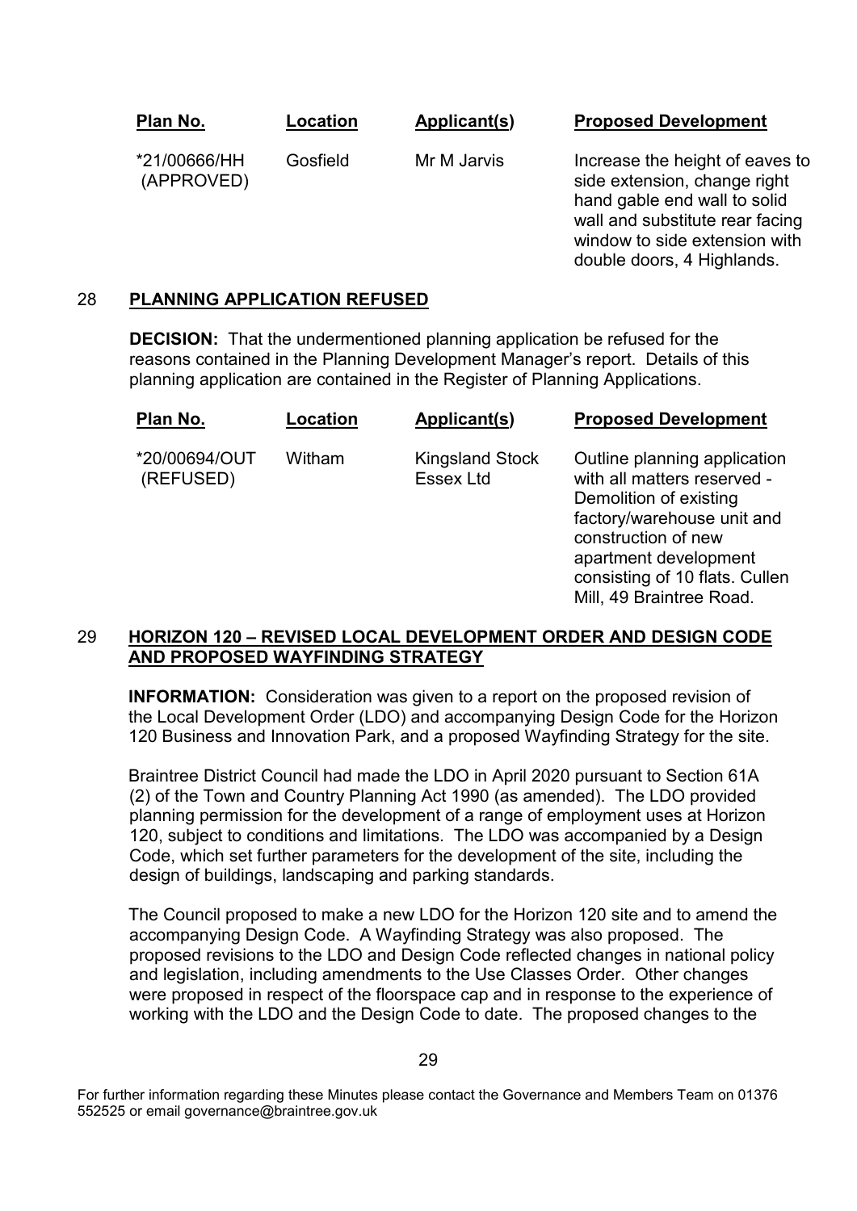| Plan No. | Location | Applicant(s) | Proposed Development |
| --- | --- | --- | --- |
| *21/00666/HH (APPROVED) | Gosfield | Mr M Jarvis | Increase the height of eaves to side extension, change right hand gable end wall to solid wall and substitute rear facing window to side extension with double doors, 4 Highlands. |

## 28 PLANNING APPLICATION REFUSED

**DECISION:** That the undermentioned planning application be refused for the reasons contained in the Planning Development Manager's report. Details of this planning application are contained in the Register of Planning Applications.

| Plan No. | Location | Applicant(s) | Proposed Development |
| --- | --- | --- | --- |
| *20/00694/OUT (REFUSED) | Witham | Kingsland Stock Essex Ltd | Outline planning application with all matters reserved - Demolition of existing factory/warehouse unit and construction of new apartment development consisting of 10 flats. Cullen Mill, 49 Braintree Road. |

## 29 HORIZON 120 – REVISED LOCAL DEVELOPMENT ORDER AND DESIGN CODE AND PROPOSED WAYFINDING STRATEGY

**INFORMATION:** Consideration was given to a report on the proposed revision of the Local Development Order (LDO) and accompanying Design Code for the Horizon 120 Business and Innovation Park, and a proposed Wayfinding Strategy for the site.

Braintree District Council had made the LDO in April 2020 pursuant to Section 61A (2) of the Town and Country Planning Act 1990 (as amended). The LDO provided planning permission for the development of a range of employment uses at Horizon 120, subject to conditions and limitations. The LDO was accompanied by a Design Code, which set further parameters for the development of the site, including the design of buildings, landscaping and parking standards.

The Council proposed to make a new LDO for the Horizon 120 site and to amend the accompanying Design Code. A Wayfinding Strategy was also proposed. The proposed revisions to the LDO and Design Code reflected changes in national policy and legislation, including amendments to the Use Classes Order. Other changes were proposed in respect of the floorspace cap and in response to the experience of working with the LDO and the Design Code to date. The proposed changes to the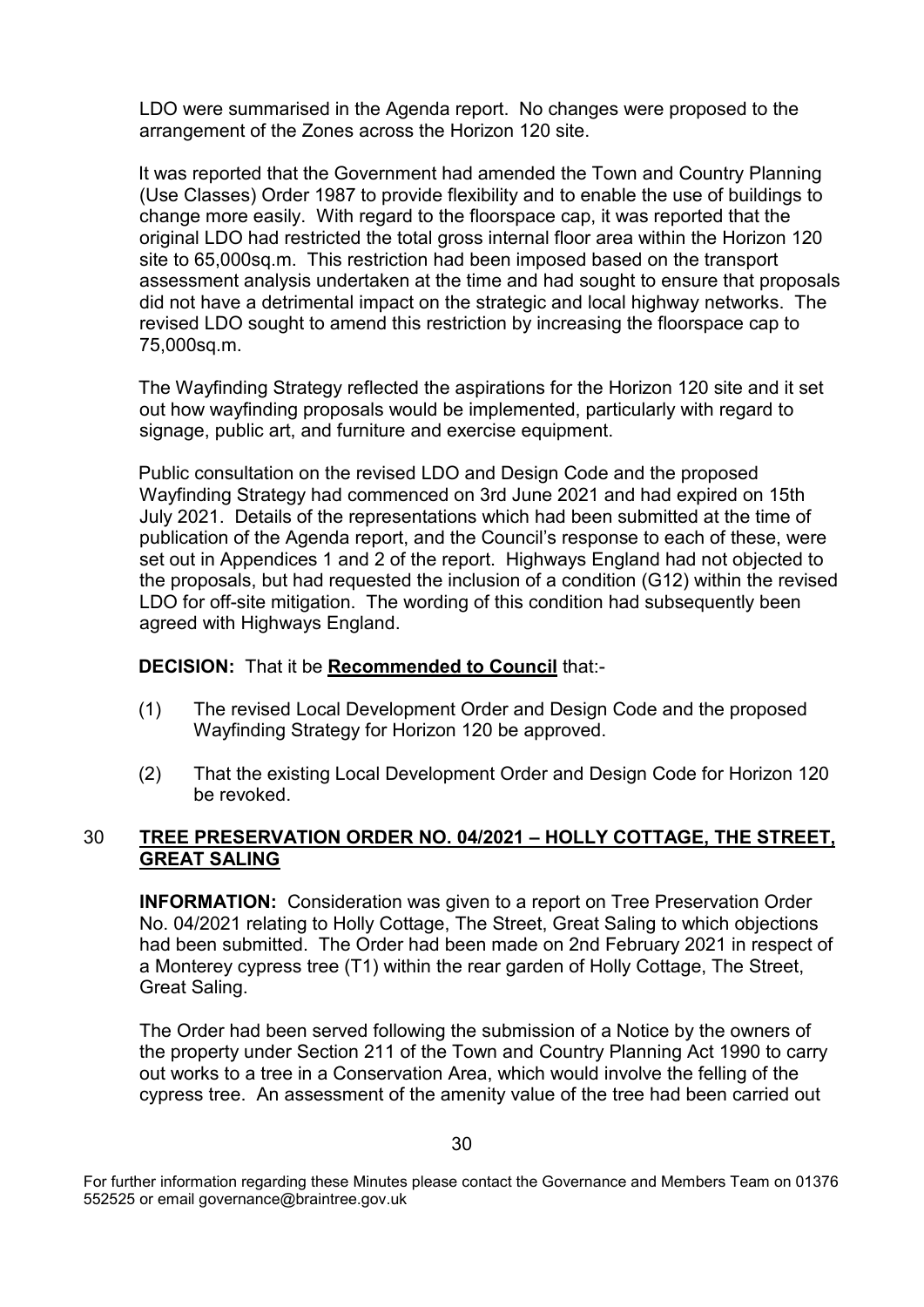LDO were summarised in the Agenda report. No changes were proposed to the arrangement of the Zones across the Horizon 120 site.

It was reported that the Government had amended the Town and Country Planning (Use Classes) Order 1987 to provide flexibility and to enable the use of buildings to change more easily. With regard to the floorspace cap, it was reported that the original LDO had restricted the total gross internal floor area within the Horizon 120 site to 65,000sq.m. This restriction had been imposed based on the transport assessment analysis undertaken at the time and had sought to ensure that proposals did not have a detrimental impact on the strategic and local highway networks. The revised LDO sought to amend this restriction by increasing the floorspace cap to 75,000sq.m.

The Wayfinding Strategy reflected the aspirations for the Horizon 120 site and it set out how wayfinding proposals would be implemented, particularly with regard to signage, public art, and furniture and exercise equipment.

Public consultation on the revised LDO and Design Code and the proposed Wayfinding Strategy had commenced on 3rd June 2021 and had expired on 15th July 2021. Details of the representations which had been submitted at the time of publication of the Agenda report, and the Council's response to each of these, were set out in Appendices 1 and 2 of the report. Highways England had not objected to the proposals, but had requested the inclusion of a condition (G12) within the revised LDO for off-site mitigation. The wording of this condition had subsequently been agreed with Highways England.

**DECISION:** That it be **Recommended to Council** that:-

(1) The revised Local Development Order and Design Code and the proposed Wayfinding Strategy for Horizon 120 be approved.

(2) That the existing Local Development Order and Design Code for Horizon 120 be revoked.

## 30 TREE PRESERVATION ORDER NO. 04/2021 – HOLLY COTTAGE, THE STREET, GREAT SALING

**INFORMATION:** Consideration was given to a report on Tree Preservation Order No. 04/2021 relating to Holly Cottage, The Street, Great Saling to which objections had been submitted. The Order had been made on 2nd February 2021 in respect of a Monterey cypress tree (T1) within the rear garden of Holly Cottage, The Street, Great Saling.

The Order had been served following the submission of a Notice by the owners of the property under Section 211 of the Town and Country Planning Act 1990 to carry out works to a tree in a Conservation Area, which would involve the felling of the cypress tree. An assessment of the amenity value of the tree had been carried out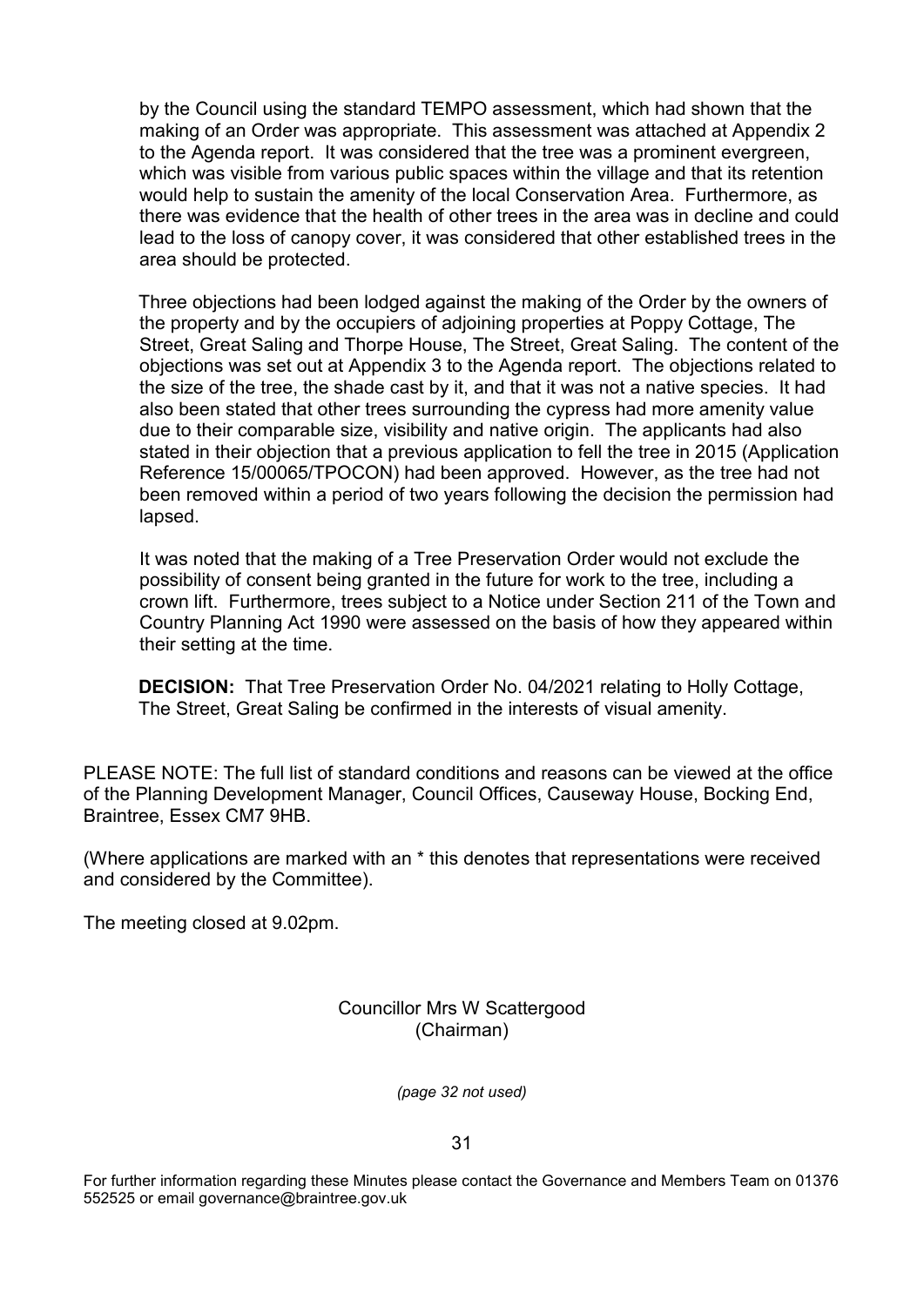by the Council using the standard TEMPO assessment, which had shown that the making of an Order was appropriate. This assessment was attached at Appendix 2 to the Agenda report. It was considered that the tree was a prominent evergreen, which was visible from various public spaces within the village and that its retention would help to sustain the amenity of the local Conservation Area. Furthermore, as there was evidence that the health of other trees in the area was in decline and could lead to the loss of canopy cover, it was considered that other established trees in the area should be protected.

Three objections had been lodged against the making of the Order by the owners of the property and by the occupiers of adjoining properties at Poppy Cottage, The Street, Great Saling and Thorpe House, The Street, Great Saling. The content of the objections was set out at Appendix 3 to the Agenda report. The objections related to the size of the tree, the shade cast by it, and that it was not a native species. It had also been stated that other trees surrounding the cypress had more amenity value due to their comparable size, visibility and native origin. The applicants had also stated in their objection that a previous application to fell the tree in 2015 (Application Reference 15/00065/TPOCON) had been approved. However, as the tree had not been removed within a period of two years following the decision the permission had lapsed.

It was noted that the making of a Tree Preservation Order would not exclude the possibility of consent being granted in the future for work to the tree, including a crown lift. Furthermore, trees subject to a Notice under Section 211 of the Town and Country Planning Act 1990 were assessed on the basis of how they appeared within their setting at the time.

**DECISION:** That Tree Preservation Order No. 04/2021 relating to Holly Cottage, The Street, Great Saling be confirmed in the interests of visual amenity.

PLEASE NOTE: The full list of standard conditions and reasons can be viewed at the office of the Planning Development Manager, Council Offices, Causeway House, Bocking End, Braintree, Essex CM7 9HB.

(Where applications are marked with an * this denotes that representations were received and considered by the Committee).

The meeting closed at 9.02pm.

Councillor Mrs W Scattergood
(Chairman)

*(page 32 not used)*

For further information regarding these Minutes please contact the Governance and Members Team on 01376 552525 or email governance@braintree.gov.uk